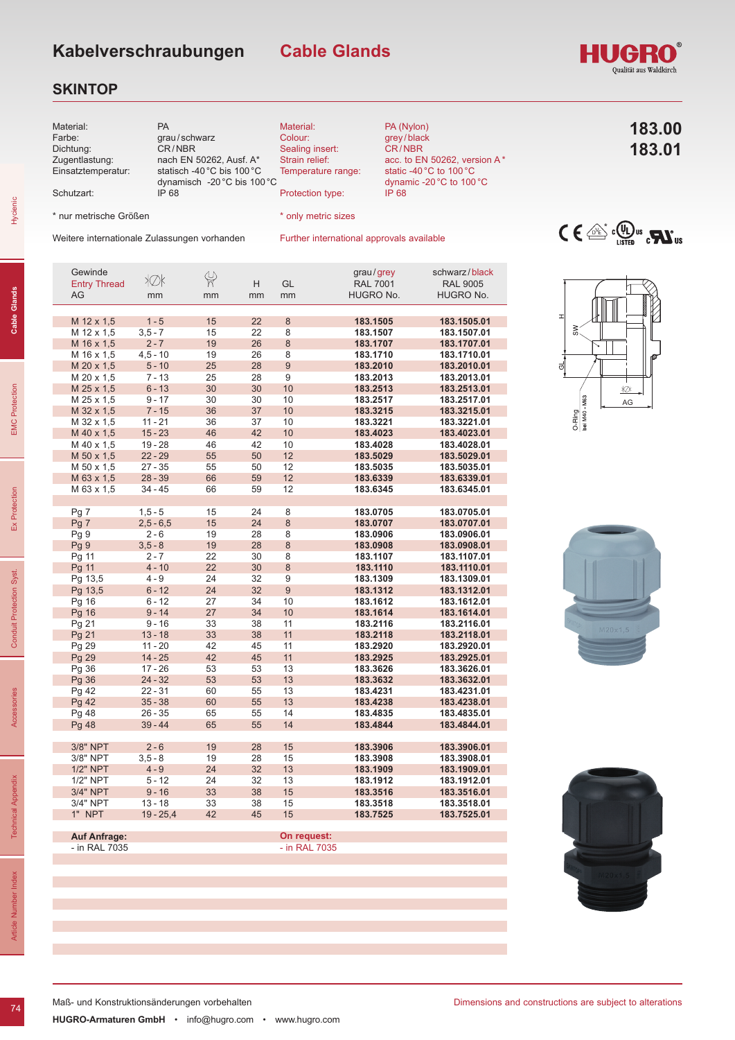# Kabelverschraubungen — Cable Glands

## SKINTOP

**183.00**
**183.01**

| | | | |
|---|---|---|---|
| Material: | PA | Material: | PA (Nylon) |
| Farbe: | grau / schwarz | Colour: | grey / black |
| Dichtung: | CR / NBR | Sealing insert: | CR / NBR |
| Zugentlastung: | nach EN 50262, Ausf. A* | Strain relief: | acc. to EN 50262, version A * |
| Einsatztemperatur: | statisch -40 °C bis 100 °C<br>dynamisch -20 °C bis 100 °C | Temperature range: | static -40 °C to 100 °C<br>dynamic -20 °C to 100 °C |
| Schutzart: | IP 68 | Protection type: | IP 68 |

\* nur metrische Größen — * only metric sizes

Weitere internationale Zulassungen vorhanden — Further international approvals available

| Gewinde / Entry Thread AG | mm (clamping range) | mm (SW) | H mm | GL mm | grau / grey RAL 7001 HUGRO No. | schwarz / black RAL 9005 HUGRO No. |
|---|---|---|---|---|---|---|
| M 12 x 1,5 | 1 - 5 | 15 | 22 | 8 | **183.1505** | **183.1505.01** |
| M 12 x 1,5 | 3,5 - 7 | 15 | 22 | 8 | **183.1507** | **183.1507.01** |
| M 16 x 1,5 | 2 - 7 | 19 | 26 | 8 | **183.1707** | **183.1707.01** |
| M 16 x 1,5 | 4,5 - 10 | 19 | 26 | 8 | **183.1710** | **183.1710.01** |
| M 20 x 1,5 | 5 - 10 | 25 | 28 | 9 | **183.2010** | **183.2010.01** |
| M 20 x 1,5 | 7 - 13 | 25 | 28 | 9 | **183.2013** | **183.2013.01** |
| M 25 x 1,5 | 6 - 13 | 30 | 30 | 10 | **183.2513** | **183.2513.01** |
| M 25 x 1,5 | 9 - 17 | 30 | 30 | 10 | **183.2517** | **183.2517.01** |
| M 32 x 1,5 | 7 - 15 | 36 | 37 | 10 | **183.3215** | **183.3215.01** |
| M 32 x 1,5 | 11 - 21 | 36 | 37 | 10 | **183.3221** | **183.3221.01** |
| M 40 x 1,5 | 15 - 23 | 46 | 42 | 10 | **183.4023** | **183.4023.01** |
| M 40 x 1,5 | 19 - 28 | 46 | 42 | 10 | **183.4028** | **183.4028.01** |
| M 50 x 1,5 | 22 - 29 | 55 | 50 | 12 | **183.5029** | **183.5029.01** |
| M 50 x 1,5 | 27 - 35 | 55 | 50 | 12 | **183.5035** | **183.5035.01** |
| M 63 x 1,5 | 28 - 39 | 66 | 59 | 12 | **183.6339** | **183.6339.01** |
| M 63 x 1,5 | 34 - 45 | 66 | 59 | 12 | **183.6345** | **183.6345.01** |
| | | | | | | |
| Pg 7 | 1,5 - 5 | 15 | 24 | 8 | **183.0705** | **183.0705.01** |
| Pg 7 | 2,5 - 6,5 | 15 | 24 | 8 | **183.0707** | **183.0707.01** |
| Pg 9 | 2 - 6 | 19 | 28 | 8 | **183.0906** | **183.0906.01** |
| Pg 9 | 3,5 - 8 | 19 | 28 | 8 | **183.0908** | **183.0908.01** |
| Pg 11 | 2 - 7 | 22 | 30 | 8 | **183.1107** | **183.1107.01** |
| Pg 11 | 4 - 10 | 22 | 30 | 8 | **183.1110** | **183.1110.01** |
| Pg 13,5 | 4 - 9 | 24 | 32 | 9 | **183.1309** | **183.1309.01** |
| Pg 13,5 | 6 - 12 | 24 | 32 | 9 | **183.1312** | **183.1312.01** |
| Pg 16 | 6 - 12 | 27 | 34 | 10 | **183.1612** | **183.1612.01** |
| Pg 16 | 9 - 14 | 27 | 34 | 10 | **183.1614** | **183.1614.01** |
| Pg 21 | 9 - 16 | 33 | 38 | 11 | **183.2116** | **183.2116.01** |
| Pg 21 | 13 - 18 | 33 | 38 | 11 | **183.2118** | **183.2118.01** |
| Pg 29 | 11 - 20 | 42 | 45 | 11 | **183.2920** | **183.2920.01** |
| Pg 29 | 14 - 25 | 42 | 45 | 11 | **183.2925** | **183.2925.01** |
| Pg 36 | 17 - 26 | 53 | 53 | 13 | **183.3626** | **183.3626.01** |
| Pg 36 | 24 - 32 | 53 | 53 | 13 | **183.3632** | **183.3632.01** |
| Pg 42 | 22 - 31 | 60 | 55 | 13 | **183.4231** | **183.4231.01** |
| Pg 42 | 35 - 38 | 60 | 55 | 13 | **183.4238** | **183.4238.01** |
| Pg 48 | 26 - 35 | 65 | 55 | 14 | **183.4835** | **183.4835.01** |
| Pg 48 | 39 - 44 | 65 | 55 | 14 | **183.4844** | **183.4844.01** |
| | | | | | | |
| 3/8" NPT | 2 - 6 | 19 | 28 | 15 | **183.3906** | **183.3906.01** |
| 3/8" NPT | 3,5 - 8 | 19 | 28 | 15 | **183.3908** | **183.3908.01** |
| 1/2" NPT | 4 - 9 | 24 | 32 | 13 | **183.1909** | **183.1909.01** |
| 1/2" NPT | 5 - 12 | 24 | 32 | 13 | **183.1912** | **183.1912.01** |
| 3/4" NPT | 9 - 16 | 33 | 38 | 15 | **183.3516** | **183.3516.01** |
| 3/4" NPT | 13 - 18 | 33 | 38 | 15 | **183.3518** | **183.3518.01** |
| 1" NPT | 19 - 25,4 | 42 | 45 | 15 | **183.7525** | **183.7525.01** |

**Auf Anfrage:**
- in RAL 7035

**On request:**
- in RAL 7035

Maß- und Konstruktionsänderungen vorbehalten — Dimensions and constructions are subject to alterations

**HUGRO-Armaturen GmbH** • info@hugro.com • www.hugro.com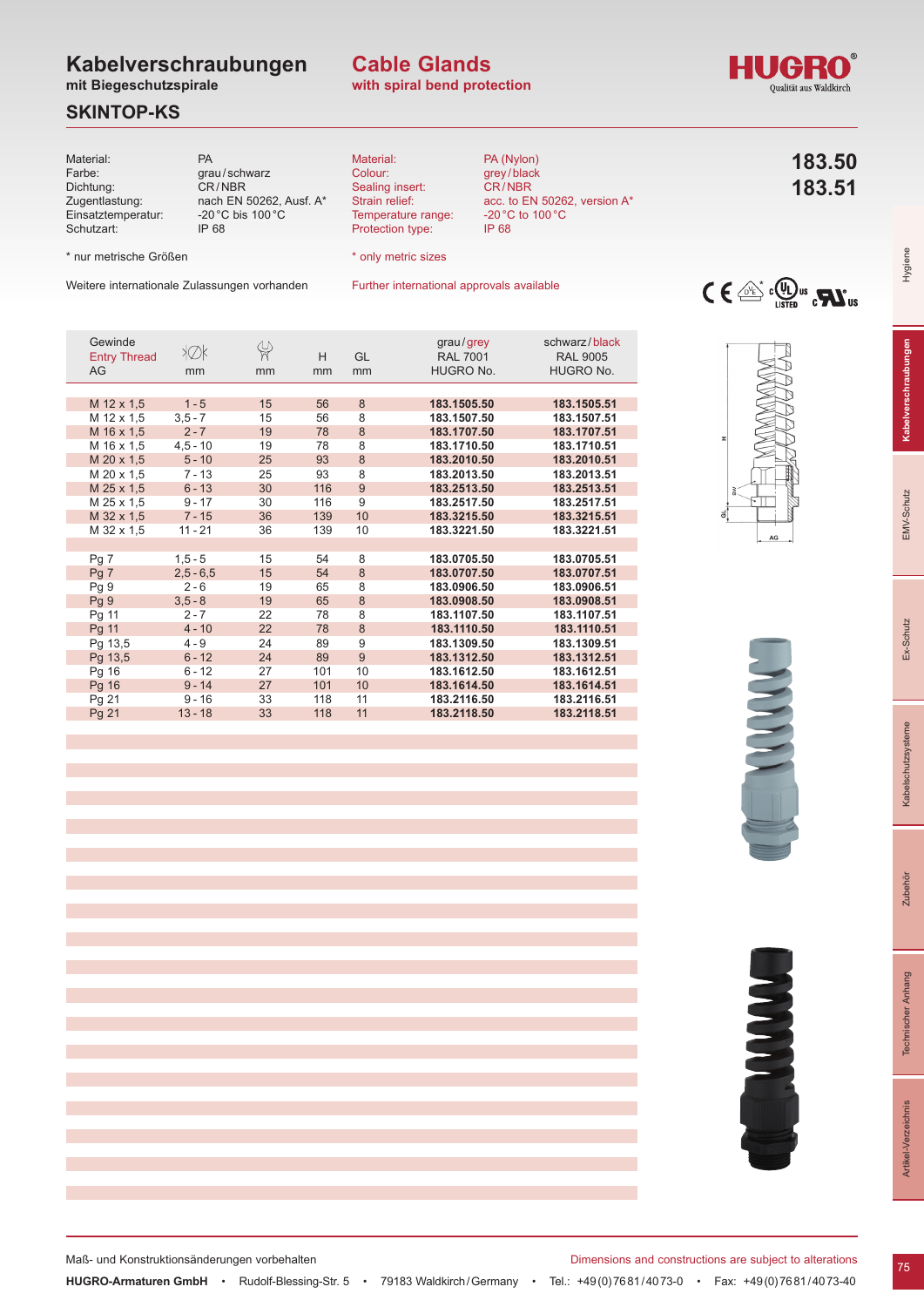# Kabelverschraubungen
## mit Biegeschutzspirale
## SKINTOP-KS

# Cable Glands
## with spiral bend protection

HUGRO® Qualität aus Waldkirch

**183.50**
**183.51**

| Material: | PA | Material: | PA (Nylon) |
|---|---|---|---|
| Farbe: | grau / schwarz | Colour: | grey / black |
| Dichtung: | CR / NBR | Sealing insert: | CR / NBR |
| Zugentlastung: | nach EN 50262, Ausf. A* | Strain relief: | acc. to EN 50262, version A* |
| Einsatztemperatur: | -20 °C bis 100 °C | Temperature range: | -20 °C to 100 °C |
| Schutzart: | IP 68 | Protection type: | IP 68 |

\* nur metrische Größen / * only metric sizes

Weitere internationale Zulassungen vorhanden / Further international approvals available

| Gewinde Entry Thread AG | ∅ mm | SW mm | H mm | GL mm | grau / grey RAL 7001 HUGRO No. | schwarz / black RAL 9005 HUGRO No. |
|---|---|---|---|---|---|---|
| M 12 x 1,5 | 1 - 5 | 15 | 56 | 8 | **183.1505.50** | **183.1505.51** |
| M 12 x 1,5 | 3,5 - 7 | 15 | 56 | 8 | **183.1507.50** | **183.1507.51** |
| M 16 x 1,5 | 2 - 7 | 19 | 78 | 8 | **183.1707.50** | **183.1707.51** |
| M 16 x 1,5 | 4,5 - 10 | 19 | 78 | 8 | **183.1710.50** | **183.1710.51** |
| M 20 x 1,5 | 5 - 10 | 25 | 93 | 8 | **183.2010.50** | **183.2010.51** |
| M 20 x 1,5 | 7 - 13 | 25 | 93 | 8 | **183.2013.50** | **183.2013.51** |
| M 25 x 1,5 | 6 - 13 | 30 | 116 | 9 | **183.2513.50** | **183.2513.51** |
| M 25 x 1,5 | 9 - 17 | 30 | 116 | 9 | **183.2517.50** | **183.2517.51** |
| M 32 x 1,5 | 7 - 15 | 36 | 139 | 10 | **183.3215.50** | **183.3215.51** |
| M 32 x 1,5 | 11 - 21 | 36 | 139 | 10 | **183.3221.50** | **183.3221.51** |
| | | | | | | |
| Pg 7 | 1,5 - 5 | 15 | 54 | 8 | **183.0705.50** | **183.0705.51** |
| Pg 7 | 2,5 - 6,5 | 15 | 54 | 8 | **183.0707.50** | **183.0707.51** |
| Pg 9 | 2 - 6 | 19 | 65 | 8 | **183.0906.50** | **183.0906.51** |
| Pg 9 | 3,5 - 8 | 19 | 65 | 8 | **183.0908.50** | **183.0908.51** |
| Pg 11 | 2 - 7 | 22 | 78 | 8 | **183.1107.50** | **183.1107.51** |
| Pg 11 | 4 - 10 | 22 | 78 | 8 | **183.1110.50** | **183.1110.51** |
| Pg 13,5 | 4 - 9 | 24 | 89 | 9 | **183.1309.50** | **183.1309.51** |
| Pg 13,5 | 6 - 12 | 24 | 89 | 9 | **183.1312.50** | **183.1312.51** |
| Pg 16 | 6 - 12 | 27 | 101 | 10 | **183.1612.50** | **183.1612.51** |
| Pg 16 | 9 - 14 | 27 | 101 | 10 | **183.1614.50** | **183.1614.51** |
| Pg 21 | 9 - 16 | 33 | 118 | 11 | **183.2116.50** | **183.2116.51** |
| Pg 21 | 13 - 18 | 33 | 118 | 11 | **183.2118.50** | **183.2118.51** |

Maß- und Konstruktionsänderungen vorbehalten / Dimensions and constructions are subject to alterations

**HUGRO-Armaturen GmbH** • Rudolf-Blessing-Str. 5 • 79183 Waldkirch / Germany • Tel.: +49 (0) 7681 / 4073-0 • Fax: +49 (0) 7681 / 4073-40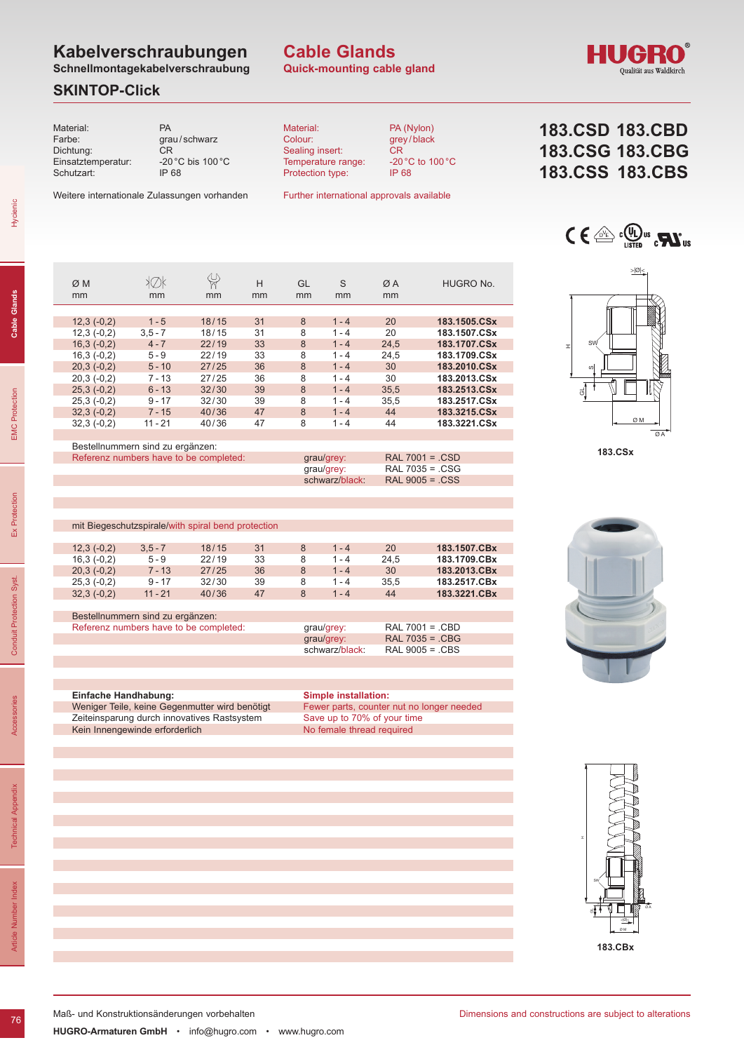# Kabelverschraubungen

**Schnellmontagekabelverschraubung**

## Cable Glands

**Quick-mounting cable gland**

### SKINTOP-Click

| | | | |
|---|---|---|---|
| Material: | PA | Material: | PA (Nylon) |
| Farbe: | grau / schwarz | Colour: | grey / black |
| Dichtung: | CR | Sealing insert: | CR |
| Einsatztemperatur: | -20 °C bis 100 °C | Temperature range: | -20 °C to 100 °C |
| Schutzart: | IP 68 | Protection type: | IP 68 |

Weitere internationale Zulassungen vorhanden

Further international approvals available

**183.CSD 183.CBD**
**183.CSG 183.CBG**
**183.CSS 183.CBS**

| Ø M mm | ⊘ mm | SW mm | H mm | GL mm | S mm | Ø A mm | HUGRO No. |
|---|---|---|---|---|---|---|---|
| 12,3 (-0,2) | 1 - 5 | 18 / 15 | 31 | 8 | 1 - 4 | 20 | **183.1505.CSx** |
| 12,3 (-0,2) | 3,5 - 7 | 18 / 15 | 31 | 8 | 1 - 4 | 20 | **183.1507.CSx** |
| 16,3 (-0,2) | 4 - 7 | 22 / 19 | 33 | 8 | 1 - 4 | 24,5 | **183.1707.CSx** |
| 16,3 (-0,2) | 5 - 9 | 22 / 19 | 33 | 8 | 1 - 4 | 24,5 | **183.1709.CSx** |
| 20,3 (-0,2) | 5 - 10 | 27 / 25 | 36 | 8 | 1 - 4 | 30 | **183.2010.CSx** |
| 20,3 (-0,2) | 7 - 13 | 27 / 25 | 36 | 8 | 1 - 4 | 30 | **183.2013.CSx** |
| 25,3 (-0,2) | 6 - 13 | 32 / 30 | 39 | 8 | 1 - 4 | 35,5 | **183.2513.CSx** |
| 25,3 (-0,2) | 9 - 17 | 32 / 30 | 39 | 8 | 1 - 4 | 35,5 | **183.2517.CSx** |
| 32,3 (-0,2) | 7 - 15 | 40 / 36 | 47 | 8 | 1 - 4 | 44 | **183.3215.CSx** |
| 32,3 (-0,2) | 11 - 21 | 40 / 36 | 47 | 8 | 1 - 4 | 44 | **183.3221.CSx** |

Bestellnummern sind zu ergänzen:
Referenz numbers have to be completed:

| | |
|---|---|
| grau/grey: | RAL 7001 = .CSD |
| grau/grey: | RAL 7035 = .CSG |
| schwarz/black: | RAL 9005 = .CSS |

183.CSx

mit Biegeschutzspirale/with spiral bend protection

| Ø M mm | ⊘ mm | SW mm | H mm | GL mm | S mm | Ø A mm | HUGRO No. |
|---|---|---|---|---|---|---|---|
| 12,3 (-0,2) | 3,5 - 7 | 18 / 15 | 31 | 8 | 1 - 4 | 20 | **183.1507.CBx** |
| 16,3 (-0,2) | 5 - 9 | 22 / 19 | 33 | 8 | 1 - 4 | 24,5 | **183.1709.CBx** |
| 20,3 (-0,2) | 7 - 13 | 27 / 25 | 36 | 8 | 1 - 4 | 30 | **183.2013.CBx** |
| 25,3 (-0,2) | 9 - 17 | 32 / 30 | 39 | 8 | 1 - 4 | 35,5 | **183.2517.CBx** |
| 32,3 (-0,2) | 11 - 21 | 40 / 36 | 47 | 8 | 1 - 4 | 44 | **183.3221.CBx** |

Bestellnummern sind zu ergänzen:
Referenz numbers have to be completed:

| | |
|---|---|
| grau/grey: | RAL 7001 = .CBD |
| grau/grey: | RAL 7035 = .CBG |
| schwarz/black: | RAL 9005 = .CBS |

**Einfache Handhabung:**
- Weniger Teile, keine Gegenmutter wird benötigt
- Zeiteinsparung durch innovatives Rastsystem
- Kein Innengewinde erforderlich

**Simple installation:**
- Fewer parts, counter nut no longer needed
- Save up to 70% of your time
- No female thread required

183.CBx

Maß- und Konstruktionsänderungen vorbehalten

Dimensions and constructions are subject to alterations

**HUGRO-Armaturen GmbH** • info@hugro.com • www.hugro.com